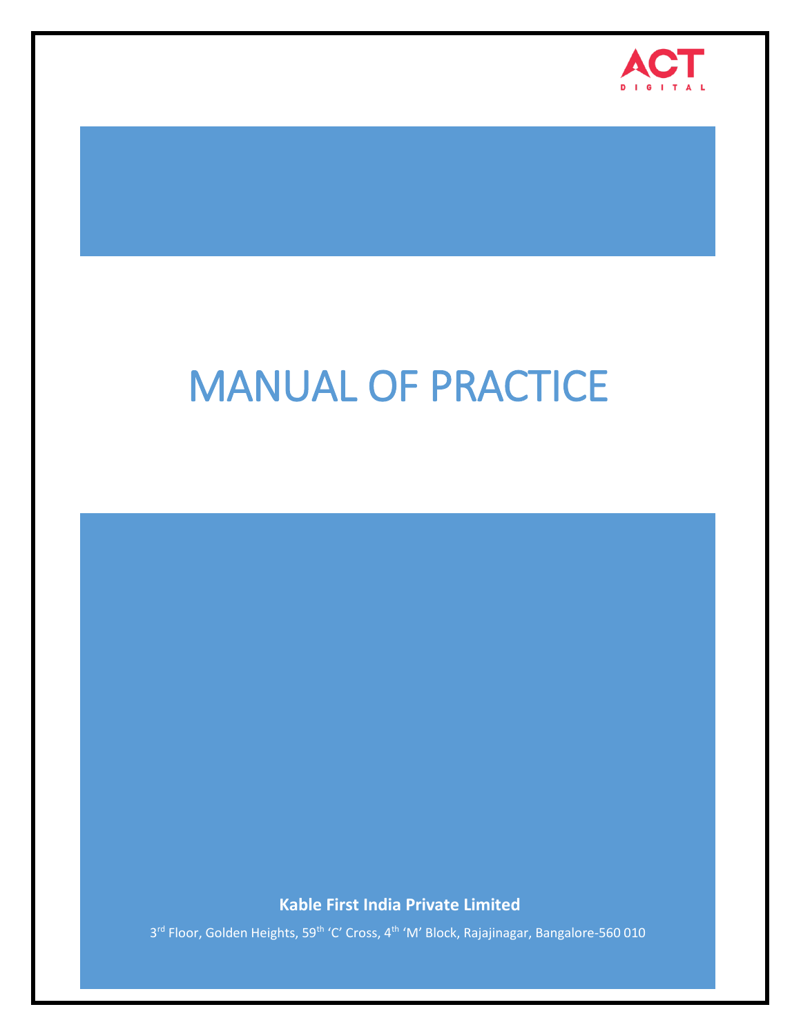ACT DIGITAL

# MANUAL OF PRACTICE

**Kable First India Private Limited**

3rd Floor, Golden Heights, 59th 'C' Cross, 4th 'M' Block, Rajajinagar, Bangalore-560 010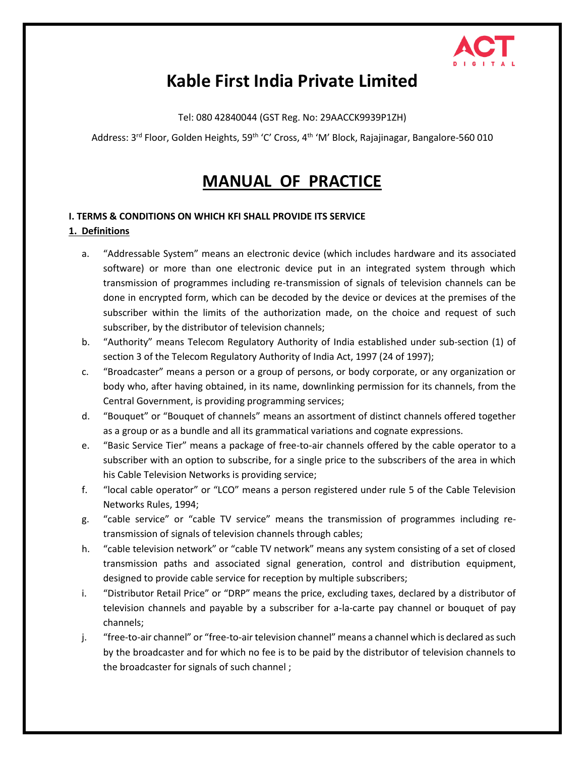ACT DIGITAL

# Kable First India Private Limited

Tel: 080 42840044 (GST Reg. No: 29AACCK9939P1ZH)

Address: 3rd Floor, Golden Heights, 59th 'C' Cross, 4th 'M' Block, Rajajinagar, Bangalore-560 010

# MANUAL OF PRACTICE

**I. TERMS & CONDITIONS ON WHICH KFI SHALL PROVIDE ITS SERVICE**

**1. Definitions**

a. "Addressable System" means an electronic device (which includes hardware and its associated software) or more than one electronic device put in an integrated system through which transmission of programmes including re-transmission of signals of television channels can be done in encrypted form, which can be decoded by the device or devices at the premises of the subscriber within the limits of the authorization made, on the choice and request of such subscriber, by the distributor of television channels;

b. "Authority" means Telecom Regulatory Authority of India established under sub-section (1) of section 3 of the Telecom Regulatory Authority of India Act, 1997 (24 of 1997);

c. "Broadcaster" means a person or a group of persons, or body corporate, or any organization or body who, after having obtained, in its name, downlinking permission for its channels, from the Central Government, is providing programming services;

d. "Bouquet" or "Bouquet of channels" means an assortment of distinct channels offered together as a group or as a bundle and all its grammatical variations and cognate expressions.

e. "Basic Service Tier" means a package of free-to-air channels offered by the cable operator to a subscriber with an option to subscribe, for a single price to the subscribers of the area in which his Cable Television Networks is providing service;

f. "local cable operator" or "LCO" means a person registered under rule 5 of the Cable Television Networks Rules, 1994;

g. "cable service" or "cable TV service" means the transmission of programmes including re-transmission of signals of television channels through cables;

h. "cable television network" or "cable TV network" means any system consisting of a set of closed transmission paths and associated signal generation, control and distribution equipment, designed to provide cable service for reception by multiple subscribers;

i. "Distributor Retail Price" or "DRP" means the price, excluding taxes, declared by a distributor of television channels and payable by a subscriber for a-la-carte pay channel or bouquet of pay channels;

j. "free-to-air channel" or "free-to-air television channel" means a channel which is declared as such by the broadcaster and for which no fee is to be paid by the distributor of television channels to the broadcaster for signals of such channel ;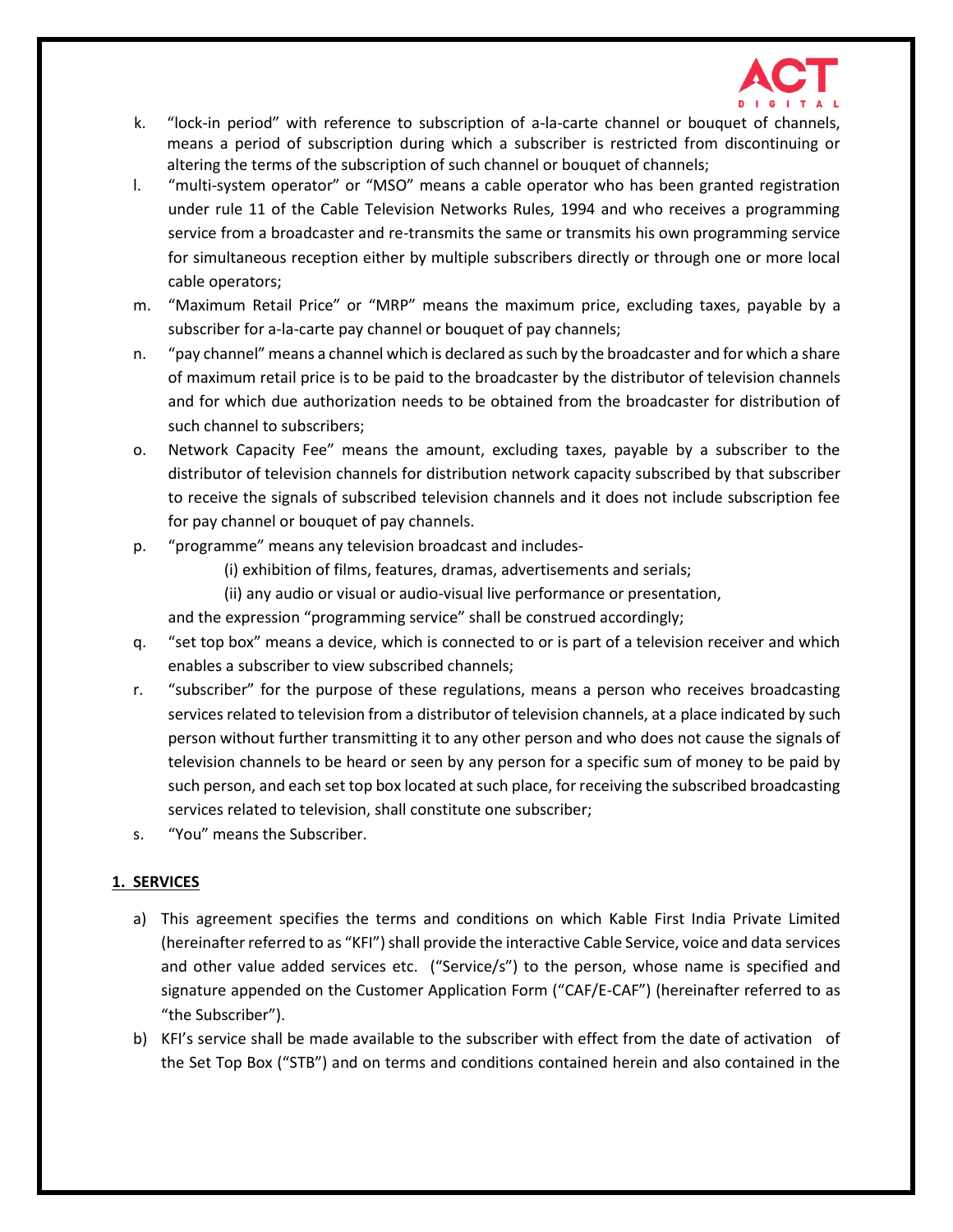k. "lock-in period" with reference to subscription of a-la-carte channel or bouquet of channels, means a period of subscription during which a subscriber is restricted from discontinuing or altering the terms of the subscription of such channel or bouquet of channels;

l. "multi-system operator" or "MSO" means a cable operator who has been granted registration under rule 11 of the Cable Television Networks Rules, 1994 and who receives a programming service from a broadcaster and re-transmits the same or transmits his own programming service for simultaneous reception either by multiple subscribers directly or through one or more local cable operators;

m. "Maximum Retail Price" or "MRP" means the maximum price, excluding taxes, payable by a subscriber for a-la-carte pay channel or bouquet of pay channels;

n. "pay channel" means a channel which is declared as such by the broadcaster and for which a share of maximum retail price is to be paid to the broadcaster by the distributor of television channels and for which due authorization needs to be obtained from the broadcaster for distribution of such channel to subscribers;

o. Network Capacity Fee" means the amount, excluding taxes, payable by a subscriber to the distributor of television channels for distribution network capacity subscribed by that subscriber to receive the signals of subscribed television channels and it does not include subscription fee for pay channel or bouquet of pay channels.

p. "programme" means any television broadcast and includes-

    (i) exhibition of films, features, dramas, advertisements and serials;

    (ii) any audio or visual or audio-visual live performance or presentation,

   and the expression "programming service" shall be construed accordingly;

q. "set top box" means a device, which is connected to or is part of a television receiver and which enables a subscriber to view subscribed channels;

r. "subscriber" for the purpose of these regulations, means a person who receives broadcasting services related to television from a distributor of television channels, at a place indicated by such person without further transmitting it to any other person and who does not cause the signals of television channels to be heard or seen by any person for a specific sum of money to be paid by such person, and each set top box located at such place, for receiving the subscribed broadcasting services related to television, shall constitute one subscriber;

s. "You" means the Subscriber.

## 1. SERVICES

a) This agreement specifies the terms and conditions on which Kable First India Private Limited (hereinafter referred to as "KFI") shall provide the interactive Cable Service, voice and data services and other value added services etc. ("Service/s") to the person, whose name is specified and signature appended on the Customer Application Form ("CAF/E-CAF") (hereinafter referred to as "the Subscriber").

b) KFI's service shall be made available to the subscriber with effect from the date of activation of the Set Top Box ("STB") and on terms and conditions contained herein and also contained in the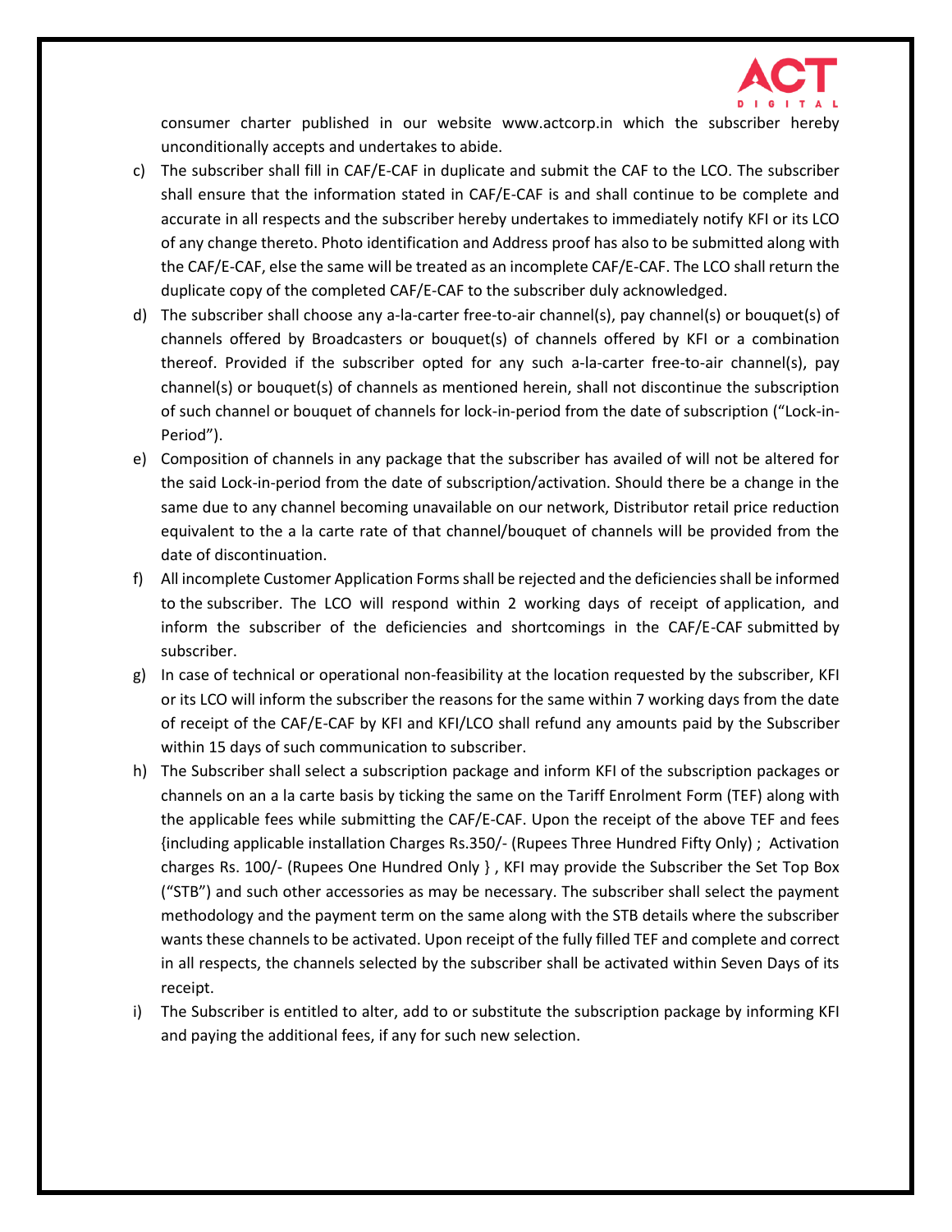consumer charter published in our website www.actcorp.in which the subscriber hereby unconditionally accepts and undertakes to abide.

c) The subscriber shall fill in CAF/E-CAF in duplicate and submit the CAF to the LCO. The subscriber shall ensure that the information stated in CAF/E-CAF is and shall continue to be complete and accurate in all respects and the subscriber hereby undertakes to immediately notify KFI or its LCO of any change thereto. Photo identification and Address proof has also to be submitted along with the CAF/E-CAF, else the same will be treated as an incomplete CAF/E-CAF. The LCO shall return the duplicate copy of the completed CAF/E-CAF to the subscriber duly acknowledged.

d) The subscriber shall choose any a-la-carter free-to-air channel(s), pay channel(s) or bouquet(s) of channels offered by Broadcasters or bouquet(s) of channels offered by KFI or a combination thereof. Provided if the subscriber opted for any such a-la-carter free-to-air channel(s), pay channel(s) or bouquet(s) of channels as mentioned herein, shall not discontinue the subscription of such channel or bouquet of channels for lock-in-period from the date of subscription ("Lock-in-Period").

e) Composition of channels in any package that the subscriber has availed of will not be altered for the said Lock-in-period from the date of subscription/activation. Should there be a change in the same due to any channel becoming unavailable on our network, Distributor retail price reduction equivalent to the a la carte rate of that channel/bouquet of channels will be provided from the date of discontinuation.

f) All incomplete Customer Application Forms shall be rejected and the deficiencies shall be informed to the subscriber. The LCO will respond within 2 working days of receipt of application, and inform the subscriber of the deficiencies and shortcomings in the CAF/E-CAF submitted by subscriber.

g) In case of technical or operational non-feasibility at the location requested by the subscriber, KFI or its LCO will inform the subscriber the reasons for the same within 7 working days from the date of receipt of the CAF/E-CAF by KFI and KFI/LCO shall refund any amounts paid by the Subscriber within 15 days of such communication to subscriber.

h) The Subscriber shall select a subscription package and inform KFI of the subscription packages or channels on an a la carte basis by ticking the same on the Tariff Enrolment Form (TEF) along with the applicable fees while submitting the CAF/E-CAF. Upon the receipt of the above TEF and fees {including applicable installation Charges Rs.350/- (Rupees Three Hundred Fifty Only) ; Activation charges Rs. 100/- (Rupees One Hundred Only } , KFI may provide the Subscriber the Set Top Box ("STB") and such other accessories as may be necessary. The subscriber shall select the payment methodology and the payment term on the same along with the STB details where the subscriber wants these channels to be activated. Upon receipt of the fully filled TEF and complete and correct in all respects, the channels selected by the subscriber shall be activated within Seven Days of its receipt.

i) The Subscriber is entitled to alter, add to or substitute the subscription package by informing KFI and paying the additional fees, if any for such new selection.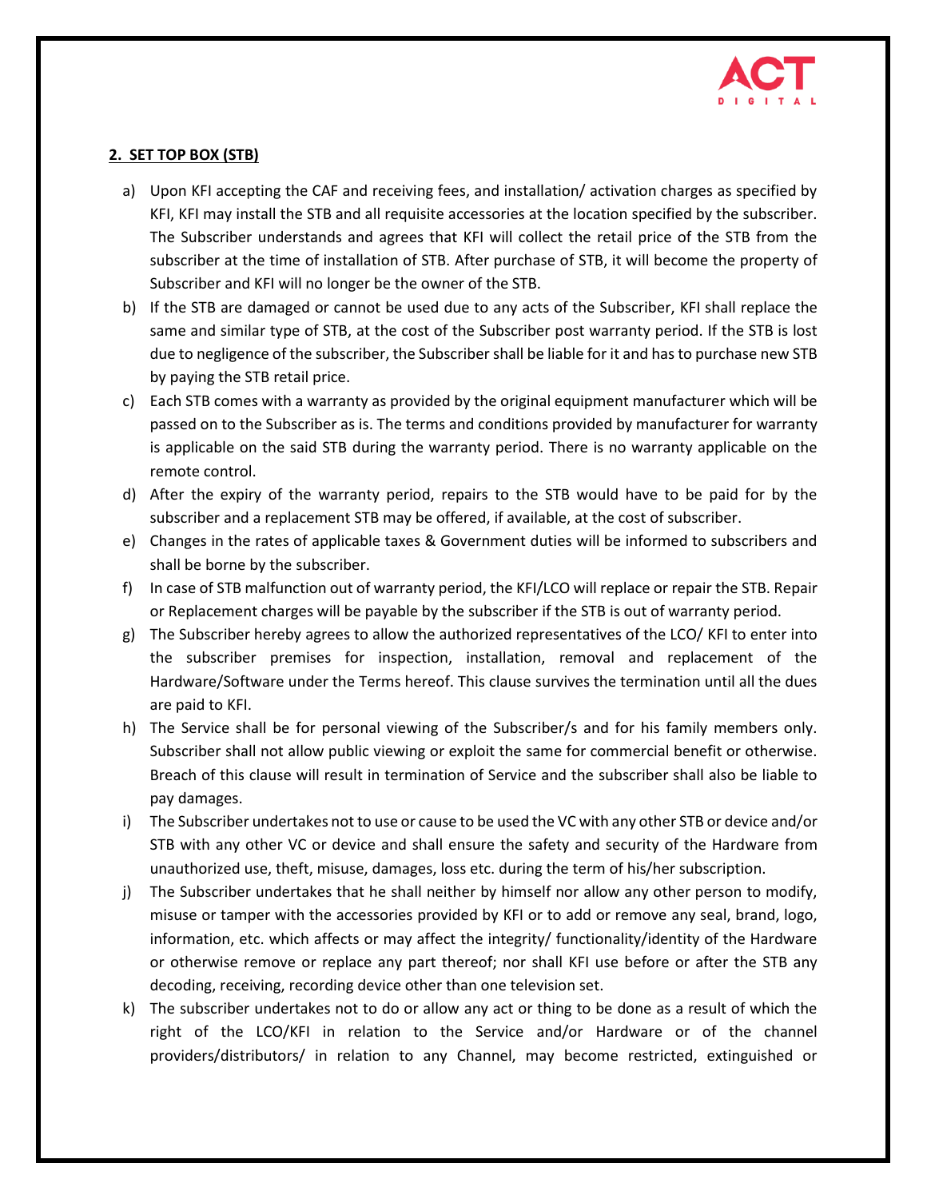## 2. SET TOP BOX (STB)

a) Upon KFI accepting the CAF and receiving fees, and installation/ activation charges as specified by KFI, KFI may install the STB and all requisite accessories at the location specified by the subscriber. The Subscriber understands and agrees that KFI will collect the retail price of the STB from the subscriber at the time of installation of STB. After purchase of STB, it will become the property of Subscriber and KFI will no longer be the owner of the STB.

b) If the STB are damaged or cannot be used due to any acts of the Subscriber, KFI shall replace the same and similar type of STB, at the cost of the Subscriber post warranty period. If the STB is lost due to negligence of the subscriber, the Subscriber shall be liable for it and has to purchase new STB by paying the STB retail price.

c) Each STB comes with a warranty as provided by the original equipment manufacturer which will be passed on to the Subscriber as is. The terms and conditions provided by manufacturer for warranty is applicable on the said STB during the warranty period. There is no warranty applicable on the remote control.

d) After the expiry of the warranty period, repairs to the STB would have to be paid for by the subscriber and a replacement STB may be offered, if available, at the cost of subscriber.

e) Changes in the rates of applicable taxes & Government duties will be informed to subscribers and shall be borne by the subscriber.

f) In case of STB malfunction out of warranty period, the KFI/LCO will replace or repair the STB. Repair or Replacement charges will be payable by the subscriber if the STB is out of warranty period.

g) The Subscriber hereby agrees to allow the authorized representatives of the LCO/ KFI to enter into the subscriber premises for inspection, installation, removal and replacement of the Hardware/Software under the Terms hereof. This clause survives the termination until all the dues are paid to KFI.

h) The Service shall be for personal viewing of the Subscriber/s and for his family members only. Subscriber shall not allow public viewing or exploit the same for commercial benefit or otherwise. Breach of this clause will result in termination of Service and the subscriber shall also be liable to pay damages.

i) The Subscriber undertakes not to use or cause to be used the VC with any other STB or device and/or STB with any other VC or device and shall ensure the safety and security of the Hardware from unauthorized use, theft, misuse, damages, loss etc. during the term of his/her subscription.

j) The Subscriber undertakes that he shall neither by himself nor allow any other person to modify, misuse or tamper with the accessories provided by KFI or to add or remove any seal, brand, logo, information, etc. which affects or may affect the integrity/ functionality/identity of the Hardware or otherwise remove or replace any part thereof; nor shall KFI use before or after the STB any decoding, receiving, recording device other than one television set.

k) The subscriber undertakes not to do or allow any act or thing to be done as a result of which the right of the LCO/KFI in relation to the Service and/or Hardware or of the channel providers/distributors/ in relation to any Channel, may become restricted, extinguished or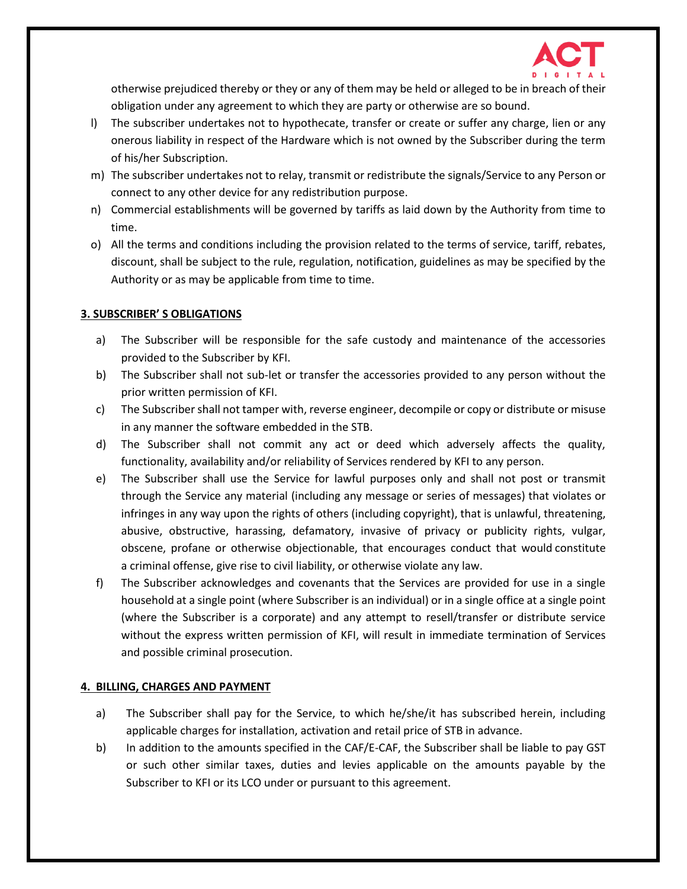otherwise prejudiced thereby or they or any of them may be held or alleged to be in breach of their obligation under any agreement to which they are party or otherwise are so bound.

l) The subscriber undertakes not to hypothecate, transfer or create or suffer any charge, lien or any onerous liability in respect of the Hardware which is not owned by the Subscriber during the term of his/her Subscription.

m) The subscriber undertakes not to relay, transmit or redistribute the signals/Service to any Person or connect to any other device for any redistribution purpose.

n) Commercial establishments will be governed by tariffs as laid down by the Authority from time to time.

o) All the terms and conditions including the provision related to the terms of service, tariff, rebates, discount, shall be subject to the rule, regulation, notification, guidelines as may be specified by the Authority or as may be applicable from time to time.

## 3. SUBSCRIBER' S OBLIGATIONS

a) The Subscriber will be responsible for the safe custody and maintenance of the accessories provided to the Subscriber by KFI.

b) The Subscriber shall not sub-let or transfer the accessories provided to any person without the prior written permission of KFI.

c) The Subscriber shall not tamper with, reverse engineer, decompile or copy or distribute or misuse in any manner the software embedded in the STB.

d) The Subscriber shall not commit any act or deed which adversely affects the quality, functionality, availability and/or reliability of Services rendered by KFI to any person.

e) The Subscriber shall use the Service for lawful purposes only and shall not post or transmit through the Service any material (including any message or series of messages) that violates or infringes in any way upon the rights of others (including copyright), that is unlawful, threatening, abusive, obstructive, harassing, defamatory, invasive of privacy or publicity rights, vulgar, obscene, profane or otherwise objectionable, that encourages conduct that would constitute a criminal offense, give rise to civil liability, or otherwise violate any law.

f) The Subscriber acknowledges and covenants that the Services are provided for use in a single household at a single point (where Subscriber is an individual) or in a single office at a single point (where the Subscriber is a corporate) and any attempt to resell/transfer or distribute service without the express written permission of KFI, will result in immediate termination of Services and possible criminal prosecution.

## 4. BILLING, CHARGES AND PAYMENT

a) The Subscriber shall pay for the Service, to which he/she/it has subscribed herein, including applicable charges for installation, activation and retail price of STB in advance.

b) In addition to the amounts specified in the CAF/E-CAF, the Subscriber shall be liable to pay GST or such other similar taxes, duties and levies applicable on the amounts payable by the Subscriber to KFI or its LCO under or pursuant to this agreement.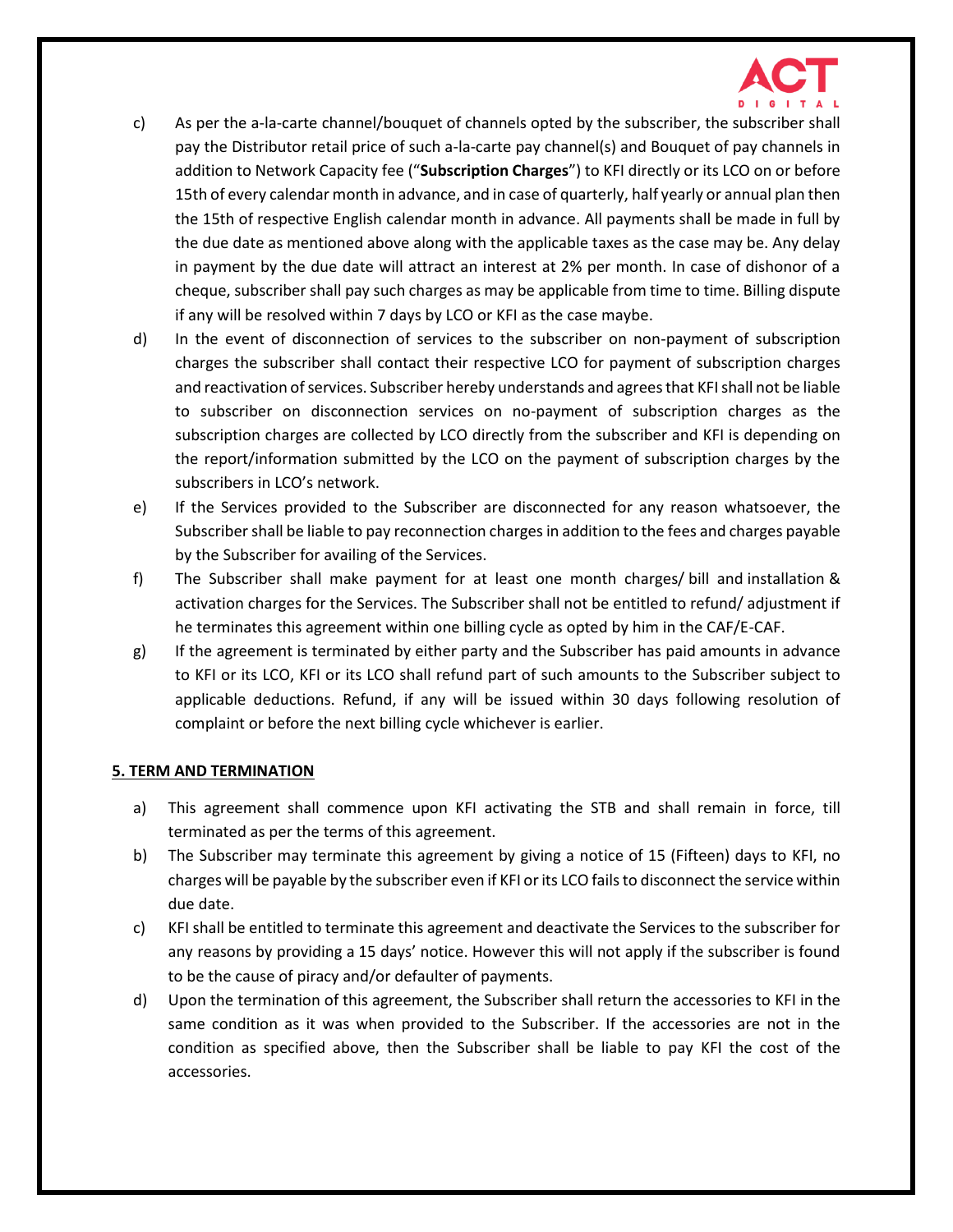c) As per the a-la-carte channel/bouquet of channels opted by the subscriber, the subscriber shall pay the Distributor retail price of such a-la-carte pay channel(s) and Bouquet of pay channels in addition to Network Capacity fee ("**Subscription Charges**") to KFI directly or its LCO on or before 15th of every calendar month in advance, and in case of quarterly, half yearly or annual plan then the 15th of respective English calendar month in advance. All payments shall be made in full by the due date as mentioned above along with the applicable taxes as the case may be. Any delay in payment by the due date will attract an interest at 2% per month. In case of dishonor of a cheque, subscriber shall pay such charges as may be applicable from time to time. Billing dispute if any will be resolved within 7 days by LCO or KFI as the case maybe.

d) In the event of disconnection of services to the subscriber on non-payment of subscription charges the subscriber shall contact their respective LCO for payment of subscription charges and reactivation of services. Subscriber hereby understands and agrees that KFI shall not be liable to subscriber on disconnection services on no-payment of subscription charges as the subscription charges are collected by LCO directly from the subscriber and KFI is depending on the report/information submitted by the LCO on the payment of subscription charges by the subscribers in LCO's network.

e) If the Services provided to the Subscriber are disconnected for any reason whatsoever, the Subscriber shall be liable to pay reconnection charges in addition to the fees and charges payable by the Subscriber for availing of the Services.

f) The Subscriber shall make payment for at least one month charges/ bill and installation & activation charges for the Services. The Subscriber shall not be entitled to refund/ adjustment if he terminates this agreement within one billing cycle as opted by him in the CAF/E-CAF.

g) If the agreement is terminated by either party and the Subscriber has paid amounts in advance to KFI or its LCO, KFI or its LCO shall refund part of such amounts to the Subscriber subject to applicable deductions. Refund, if any will be issued within 30 days following resolution of complaint or before the next billing cycle whichever is earlier.

**5. TERM AND TERMINATION**

a) This agreement shall commence upon KFI activating the STB and shall remain in force, till terminated as per the terms of this agreement.

b) The Subscriber may terminate this agreement by giving a notice of 15 (Fifteen) days to KFI, no charges will be payable by the subscriber even if KFI or its LCO fails to disconnect the service within due date.

c) KFI shall be entitled to terminate this agreement and deactivate the Services to the subscriber for any reasons by providing a 15 days' notice. However this will not apply if the subscriber is found to be the cause of piracy and/or defaulter of payments.

d) Upon the termination of this agreement, the Subscriber shall return the accessories to KFI in the same condition as it was when provided to the Subscriber. If the accessories are not in the condition as specified above, then the Subscriber shall be liable to pay KFI the cost of the accessories.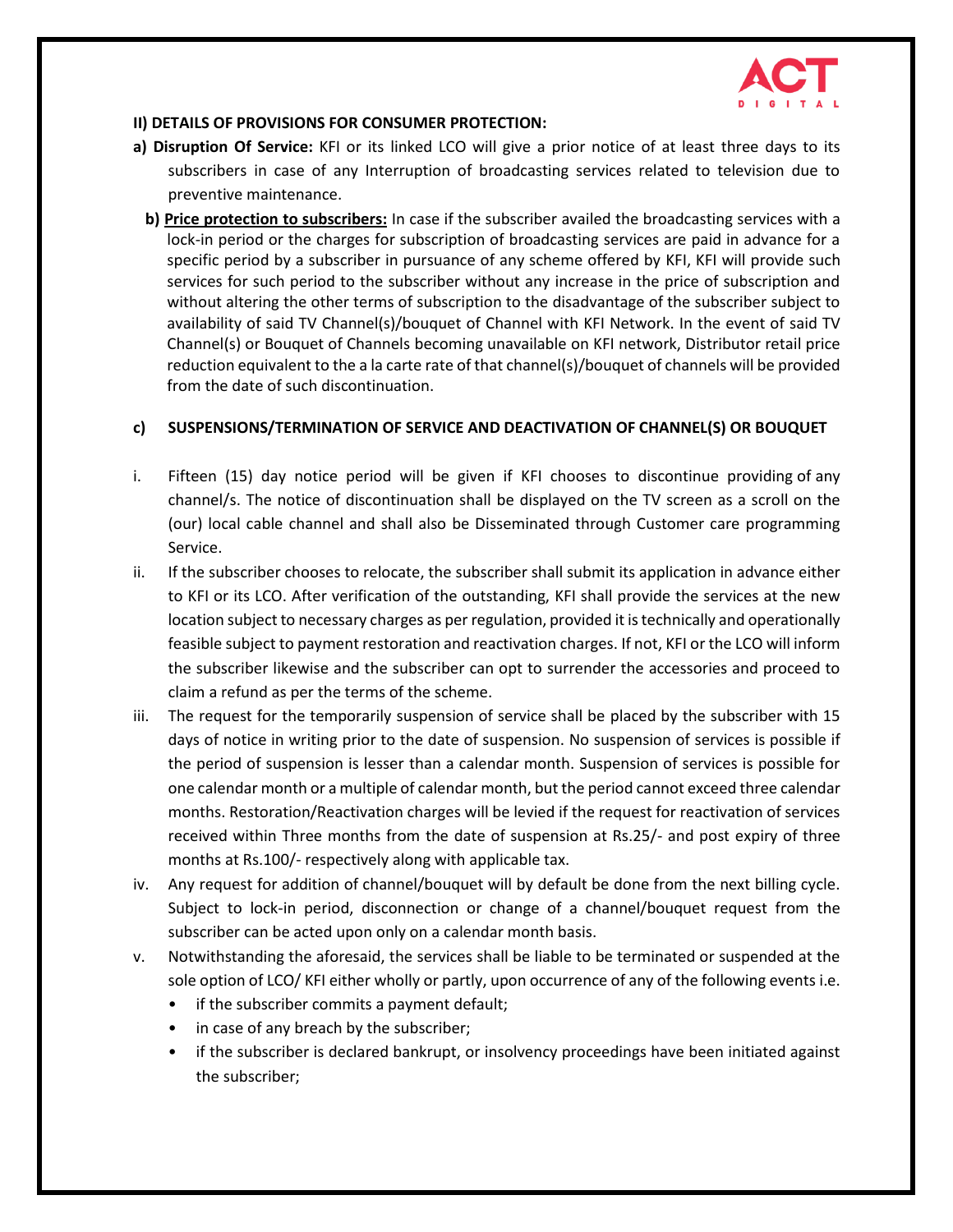**II) DETAILS OF PROVISIONS FOR CONSUMER PROTECTION:**

**a) Disruption Of Service:** KFI or its linked LCO will give a prior notice of at least three days to its subscribers in case of any Interruption of broadcasting services related to television due to preventive maintenance.

**b) <u>Price protection to subscribers:</u>** In case if the subscriber availed the broadcasting services with a lock-in period or the charges for subscription of broadcasting services are paid in advance for a specific period by a subscriber in pursuance of any scheme offered by KFI, KFI will provide such services for such period to the subscriber without any increase in the price of subscription and without altering the other terms of subscription to the disadvantage of the subscriber subject to availability of said TV Channel(s)/bouquet of Channel with KFI Network. In the event of said TV Channel(s) or Bouquet of Channels becoming unavailable on KFI network, Distributor retail price reduction equivalent to the a la carte rate of that channel(s)/bouquet of channels will be provided from the date of such discontinuation.

**c) SUSPENSIONS/TERMINATION OF SERVICE AND DEACTIVATION OF CHANNEL(S) OR BOUQUET**

i. Fifteen (15) day notice period will be given if KFI chooses to discontinue providing of any channel/s. The notice of discontinuation shall be displayed on the TV screen as a scroll on the (our) local cable channel and shall also be Disseminated through Customer care programming Service.

ii. If the subscriber chooses to relocate, the subscriber shall submit its application in advance either to KFI or its LCO. After verification of the outstanding, KFI shall provide the services at the new location subject to necessary charges as per regulation, provided it is technically and operationally feasible subject to payment restoration and reactivation charges. If not, KFI or the LCO will inform the subscriber likewise and the subscriber can opt to surrender the accessories and proceed to claim a refund as per the terms of the scheme.

iii. The request for the temporarily suspension of service shall be placed by the subscriber with 15 days of notice in writing prior to the date of suspension. No suspension of services is possible if the period of suspension is lesser than a calendar month. Suspension of services is possible for one calendar month or a multiple of calendar month, but the period cannot exceed three calendar months. Restoration/Reactivation charges will be levied if the request for reactivation of services received within Three months from the date of suspension at Rs.25/- and post expiry of three months at Rs.100/- respectively along with applicable tax.

iv. Any request for addition of channel/bouquet will by default be done from the next billing cycle. Subject to lock-in period, disconnection or change of a channel/bouquet request from the subscriber can be acted upon only on a calendar month basis.

v. Notwithstanding the aforesaid, the services shall be liable to be terminated or suspended at the sole option of LCO/ KFI either wholly or partly, upon occurrence of any of the following events i.e.
   - if the subscriber commits a payment default;
   - in case of any breach by the subscriber;
   - if the subscriber is declared bankrupt, or insolvency proceedings have been initiated against the subscriber;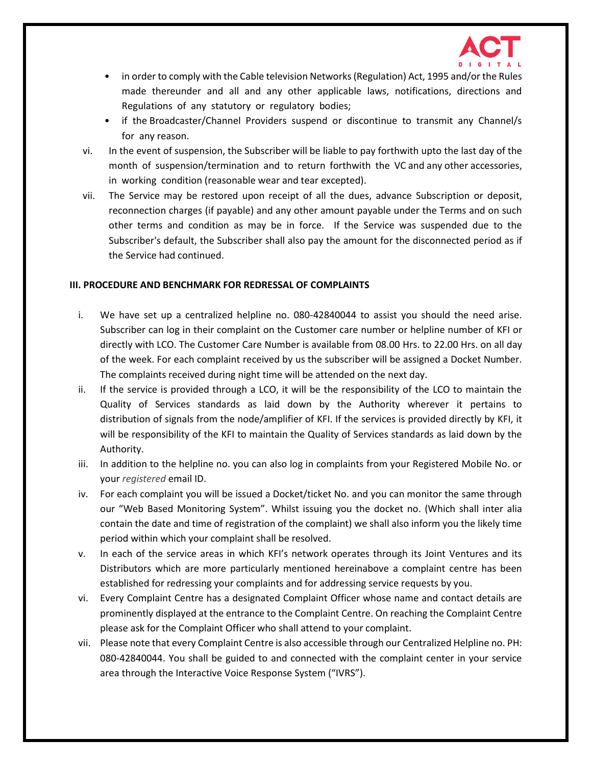- in order to comply with the Cable television Networks (Regulation) Act, 1995 and/or the Rules made thereunder and all and any other applicable laws, notifications, directions and Regulations of any statutory or regulatory bodies;
- if the Broadcaster/Channel Providers suspend or discontinue to transmit any Channel/s for any reason.

vi. In the event of suspension, the Subscriber will be liable to pay forthwith upto the last day of the month of suspension/termination and to return forthwith the VC and any other accessories, in working condition (reasonable wear and tear excepted).

vii. The Service may be restored upon receipt of all the dues, advance Subscription or deposit, reconnection charges (if payable) and any other amount payable under the Terms and on such other terms and condition as may be in force. If the Service was suspended due to the Subscriber's default, the Subscriber shall also pay the amount for the disconnected period as if the Service had continued.

**III. PROCEDURE AND BENCHMARK FOR REDRESSAL OF COMPLAINTS**

i. We have set up a centralized helpline no. 080-42840044 to assist you should the need arise. Subscriber can log in their complaint on the Customer care number or helpline number of KFI or directly with LCO. The Customer Care Number is available from 08.00 Hrs. to 22.00 Hrs. on all day of the week. For each complaint received by us the subscriber will be assigned a Docket Number. The complaints received during night time will be attended on the next day.

ii. If the service is provided through a LCO, it will be the responsibility of the LCO to maintain the Quality of Services standards as laid down by the Authority wherever it pertains to distribution of signals from the node/amplifier of KFI. If the services is provided directly by KFI, it will be responsibility of the KFI to maintain the Quality of Services standards as laid down by the Authority.

iii. In addition to the helpline no. you can also log in complaints from your Registered Mobile No. or your *registered* email ID.

iv. For each complaint you will be issued a Docket/ticket No. and you can monitor the same through our "Web Based Monitoring System". Whilst issuing you the docket no. (Which shall inter alia contain the date and time of registration of the complaint) we shall also inform you the likely time period within which your complaint shall be resolved.

v. In each of the service areas in which KFI's network operates through its Joint Ventures and its Distributors which are more particularly mentioned hereinabove a complaint centre has been established for redressing your complaints and for addressing service requests by you.

vi. Every Complaint Centre has a designated Complaint Officer whose name and contact details are prominently displayed at the entrance to the Complaint Centre. On reaching the Complaint Centre please ask for the Complaint Officer who shall attend to your complaint.

vii. Please note that every Complaint Centre is also accessible through our Centralized Helpline no. PH: 080-42840044. You shall be guided to and connected with the complaint center in your service area through the Interactive Voice Response System ("IVRS").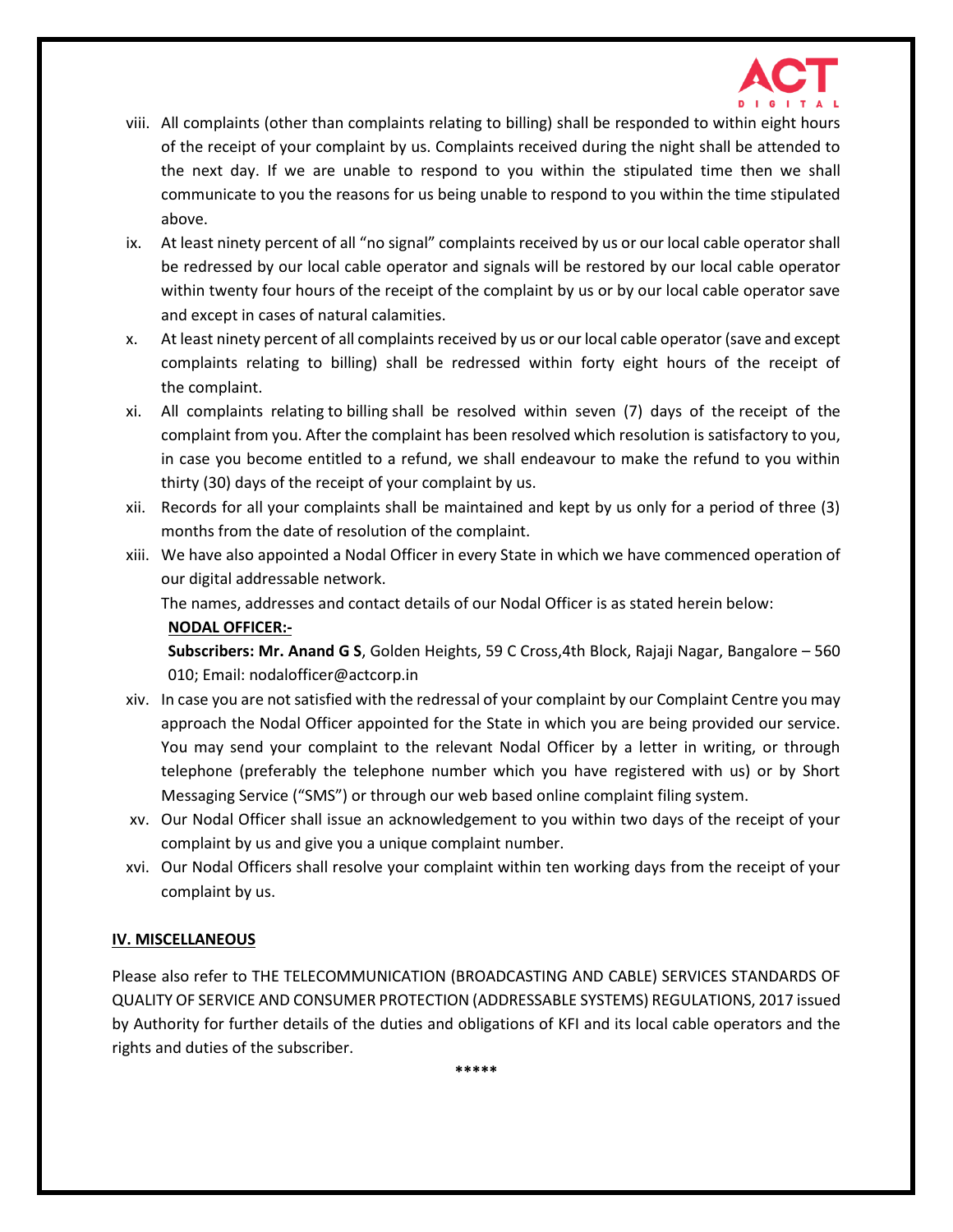viii. All complaints (other than complaints relating to billing) shall be responded to within eight hours of the receipt of your complaint by us. Complaints received during the night shall be attended to the next day. If we are unable to respond to you within the stipulated time then we shall communicate to you the reasons for us being unable to respond to you within the time stipulated above.

ix. At least ninety percent of all "no signal" complaints received by us or our local cable operator shall be redressed by our local cable operator and signals will be restored by our local cable operator within twenty four hours of the receipt of the complaint by us or by our local cable operator save and except in cases of natural calamities.

x. At least ninety percent of all complaints received by us or our local cable operator (save and except complaints relating to billing) shall be redressed within forty eight hours of the receipt of the complaint.

xi. All complaints relating to billing shall be resolved within seven (7) days of the receipt of the complaint from you. After the complaint has been resolved which resolution is satisfactory to you, in case you become entitled to a refund, we shall endeavour to make the refund to you within thirty (30) days of the receipt of your complaint by us.

xii. Records for all your complaints shall be maintained and kept by us only for a period of three (3) months from the date of resolution of the complaint.

xiii. We have also appointed a Nodal Officer in every State in which we have commenced operation of our digital addressable network.

The names, addresses and contact details of our Nodal Officer is as stated herein below:

**<u>NODAL OFFICER:-</u>**

**Subscribers: Mr. Anand G S**, Golden Heights, 59 C Cross,4th Block, Rajaji Nagar, Bangalore – 560 010; Email: nodalofficer@actcorp.in

xiv. In case you are not satisfied with the redressal of your complaint by our Complaint Centre you may approach the Nodal Officer appointed for the State in which you are being provided our service. You may send your complaint to the relevant Nodal Officer by a letter in writing, or through telephone (preferably the telephone number which you have registered with us) or by Short Messaging Service ("SMS") or through our web based online complaint filing system.

xv. Our Nodal Officer shall issue an acknowledgement to you within two days of the receipt of your complaint by us and give you a unique complaint number.

xvi. Our Nodal Officers shall resolve your complaint within ten working days from the receipt of your complaint by us.

## IV. MISCELLANEOUS

Please also refer to THE TELECOMMUNICATION (BROADCASTING AND CABLE) SERVICES STANDARDS OF QUALITY OF SERVICE AND CONSUMER PROTECTION (ADDRESSABLE SYSTEMS) REGULATIONS, 2017 issued by Authority for further details of the duties and obligations of KFI and its local cable operators and the rights and duties of the subscriber.

*****